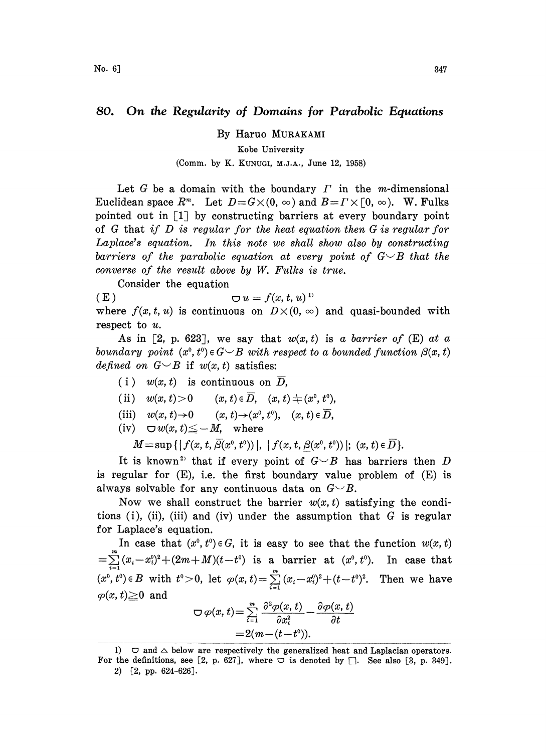# 80. On the Regularity of Domains for Parabolic Equations

By Haruo MURAKAMI

Kobe University

(Comm. by K. KUNUGI, M.J.A., June 12, 1958)

Let $G$ be a domain with the boundary $\Gamma$ in the $m$-dimensional Euclidean space $R^m$. Let $D=G\times(0,\infty)$ and $B=\Gamma\times[0,\infty)$. W. Fulks pointed out in [1] by constructing barriers at every boundary point of $G$ that *if $D$ is regular for the heat equation then $G$ is regular for Laplace's equation. In this note we shall show also by constructing barriers of the parabolic equation at every point of $G\smile B$ that the converse of the result above by W. Fulks is true.*

Consider the equation

$$\text{(E)} \qquad \triangledown u = f(x,t,u)\,^{1)}$$

where $f(x,t,u)$ is continuous on $D\times(0,\infty)$ and quasi-bounded with respect to $u$.

As in [2, p. 623], we say that $w(x,t)$ is *a barrier of* (E) *at a boundary point* $(x^0,t^0)\in G\smile B$ *with respect to a bounded function* $\beta(x,t)$ *defined on* $G\smile B$ if $w(x,t)$ satisfies:

(i) $w(x,t)$ is continuous on $\overline{D}$,

(ii) $w(x,t)>0 \qquad (x,t)\in\overline{D},\quad (x,t)\neq(x^0,t^0)$,

(iii) $w(x,t)\to 0 \qquad (x,t)\to(x^0,t^0),\quad (x,t)\in\overline{D}$,

(iv) $\triangledown w(x,t)\leqq -M$, where

$$M=\sup\{|f(x,t,\overline{\beta}(x^0,t^0))|,\ |f(x,t,\underline{\beta}(x^0,t^0))|;\ (x,t)\in\overline{D}\}.$$

It is known[2] that if every point of $G\smile B$ has barriers then $D$ is regular for (E), i.e. the first boundary value problem of (E) is always solvable for any continuous data on $G\smile B$.

Now we shall construct the barrier $w(x,t)$ satisfying the conditions (i), (ii), (iii) and (iv) under the assumption that $G$ is regular for Laplace's equation.

In case that $(x^0,t^0)\in G$, it is easy to see that the function $w(x,t)=\sum_{i=1}^{m}(x_i-x_i^0)^2+(2m+M)(t-t^0)$ is a barrier at $(x^0,t^0)$. In case that $(x^0,t^0)\in B$ with $t^0>0$, let $\varphi(x,t)=\sum_{i=1}^{m}(x_i-x_i^0)^2+(t-t^0)^2$. Then we have $\varphi(x,t)\geqq 0$ and

$$\triangledown\varphi(x,t)=\sum_{i=1}^{m}\frac{\partial^2\varphi(x,t)}{\partial x_i^2}-\frac{\partial\varphi(x,t)}{\partial t}$$
$$=2(m-(t-t^0)).$$

---

1) $\triangledown$ and $\triangle$ below are respectively the generalized heat and Laplacian operators. For the definitions, see [2, p. 627], where $\triangledown$ is denoted by $\square$. See also [3, p. 349].

2) [2, pp. 624-626].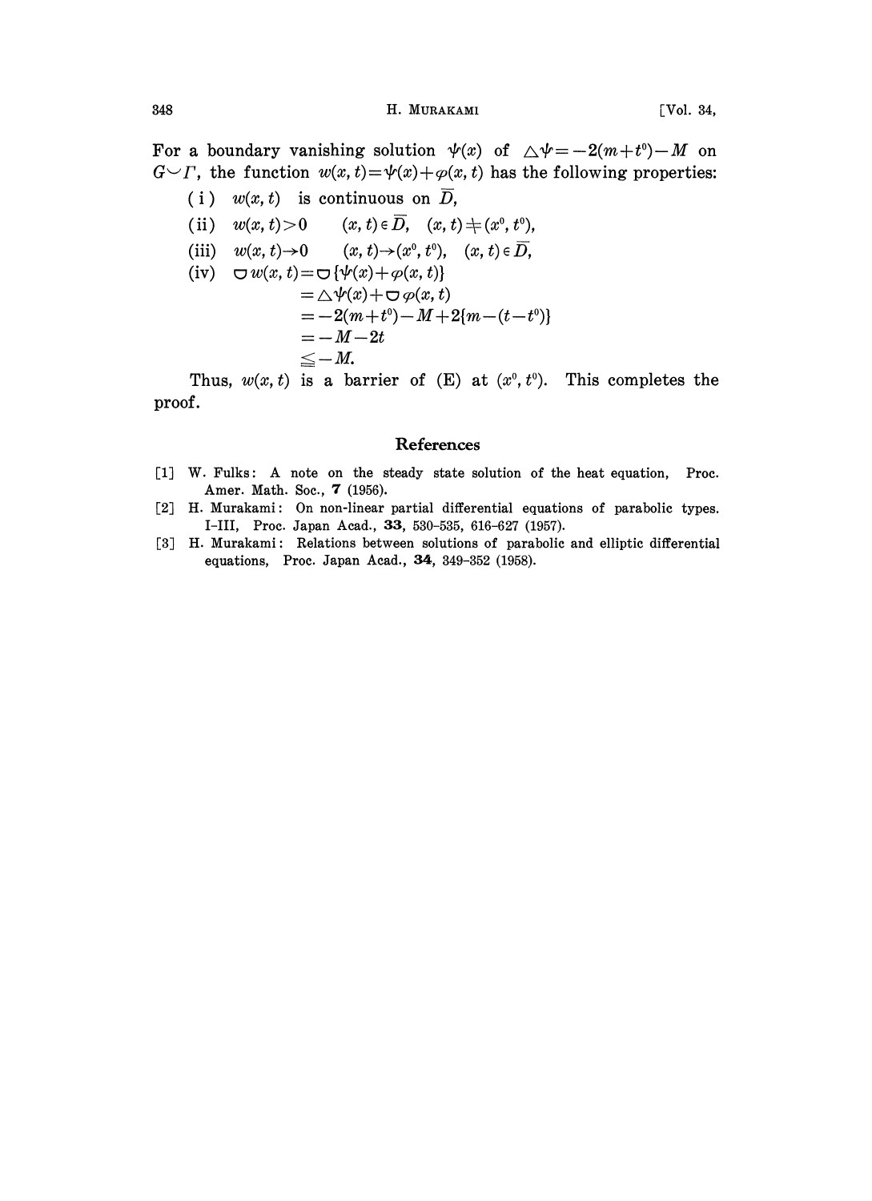For a boundary vanishing solution $\psi(x)$ of $\triangle\psi = -2(m+t^0) - M$ on $G \smile \Gamma$, the function $w(x,t) = \psi(x) + \varphi(x,t)$ has the following properties:

(i) $w(x,t)$ is continuous on $\overline{D}$,

(ii) $w(x,t) > 0 \qquad (x,t) \in \overline{D}, \quad (x,t) \neq (x^0, t^0)$,

(iii) $w(x,t) \to 0 \qquad (x,t) \to (x^0, t^0), \quad (x,t) \in \overline{D}$,

(iv)
$$
\begin{aligned}
\triangledown w(x,t) &= \triangledown \{\psi(x) + \varphi(x,t)\} \\
&= \triangle \psi(x) + \triangledown \varphi(x,t) \\
&= -2(m+t^0) - M + 2\{m - (t - t^0)\} \\
&= -M - 2t \\
&\leqq -M.
\end{aligned}
$$

Thus, $w(x,t)$ is a barrier of (E) at $(x^0, t^0)$. This completes the proof.

## References

[1] W. Fulks: A note on the steady state solution of the heat equation, Proc. Amer. Math. Soc., **7** (1956).

[2] H. Murakami: On non-linear partial differential equations of parabolic types. I–III, Proc. Japan Acad., **33**, 530–535, 616–627 (1957).

[3] H. Murakami: Relations between solutions of parabolic and elliptic differential equations, Proc. Japan Acad., **34**, 349–352 (1958).